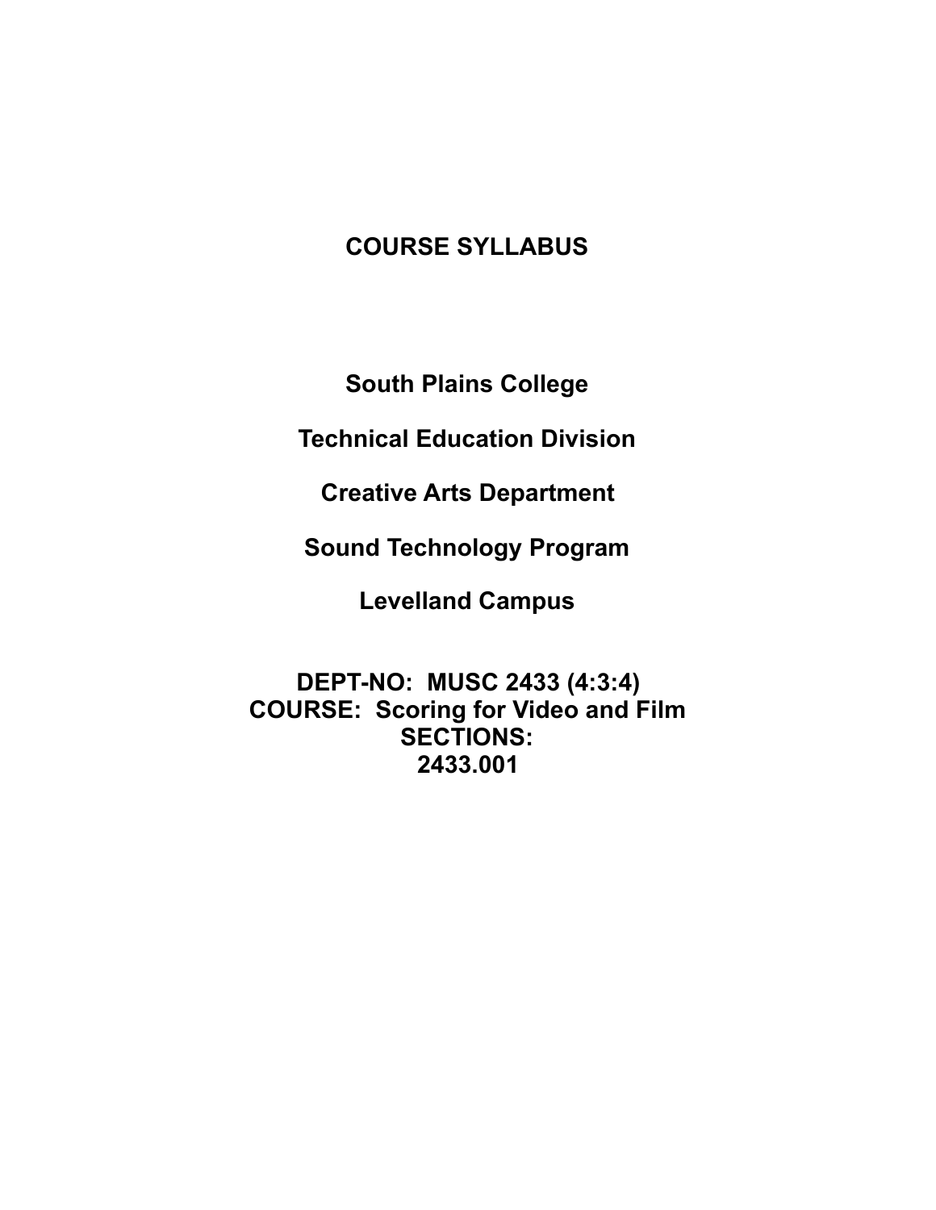# COURSE SYLLABUS

## South Plains College

## Technical Education Division

## Creative Arts Department

## Sound Technology Program

## Levelland Campus

**DEPT-NO: MUSC 2433 (4:3:4)**
**COURSE: Scoring for Video and Film**
**SECTIONS:**
**2433.001**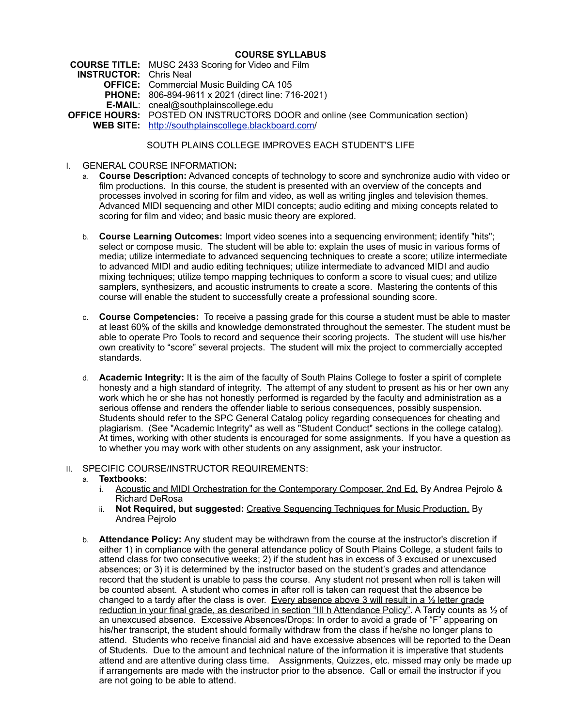**COURSE SYLLABUS**

**COURSE TITLE:** MUSC 2433 Scoring for Video and Film
**INSTRUCTOR:** Chris Neal
**OFFICE:** Commercial Music Building CA 105
**PHONE:** 806-894-9611 x 2021 (direct line: 716-2021)
**E-MAIL**: cneal@southplainscollege.edu
**OFFICE HOURS:** POSTED ON INSTRUCTORS DOOR and online (see Communication section)
**WEB SITE:** [http://southplainscollege.blackboard.com/](http://southplainscollege.blackboard.com/)

SOUTH PLAINS COLLEGE IMPROVES EACH STUDENT'S LIFE

I. GENERAL COURSE INFORMATION**:**

a. **Course Description:** Advanced concepts of technology to score and synchronize audio with video or film productions. In this course, the student is presented with an overview of the concepts and processes involved in scoring for film and video, as well as writing jingles and television themes. Advanced MIDI sequencing and other MIDI concepts; audio editing and mixing concepts related to scoring for film and video; and basic music theory are explored.

b. **Course Learning Outcomes:** Import video scenes into a sequencing environment; identify "hits"; select or compose music. The student will be able to: explain the uses of music in various forms of media; utilize intermediate to advanced sequencing techniques to create a score; utilize intermediate to advanced MIDI and audio editing techniques; utilize intermediate to advanced MIDI and audio mixing techniques; utilize tempo mapping techniques to conform a score to visual cues; and utilize samplers, synthesizers, and acoustic instruments to create a score. Mastering the contents of this course will enable the student to successfully create a professional sounding score.

c. **Course Competencies:** To receive a passing grade for this course a student must be able to master at least 60% of the skills and knowledge demonstrated throughout the semester. The student must be able to operate Pro Tools to record and sequence their scoring projects. The student will use his/her own creativity to "score" several projects. The student will mix the project to commercially accepted standards.

d. **Academic Integrity:** It is the aim of the faculty of South Plains College to foster a spirit of complete honesty and a high standard of integrity. The attempt of any student to present as his or her own any work which he or she has not honestly performed is regarded by the faculty and administration as a serious offense and renders the offender liable to serious consequences, possibly suspension. Students should refer to the SPC General Catalog policy regarding consequences for cheating and plagiarism. (See "Academic Integrity" as well as "Student Conduct" sections in the college catalog). At times, working with other students is encouraged for some assignments. If you have a question as to whether you may work with other students on any assignment, ask your instructor.

II. SPECIFIC COURSE/INSTRUCTOR REQUIREMENTS:

a. **Textbooks**:

i. Acoustic and MIDI Orchestration for the Contemporary Composer, 2nd Ed. By Andrea Pejrolo & Richard DeRosa

ii. **Not Required, but suggested:** Creative Sequencing Techniques for Music Production. By Andrea Pejrolo

b. **Attendance Policy:** Any student may be withdrawn from the course at the instructor's discretion if either 1) in compliance with the general attendance policy of South Plains College, a student fails to attend class for two consecutive weeks; 2) if the student has in excess of 3 excused or unexcused absences; or 3) it is determined by the instructor based on the student's grades and attendance record that the student is unable to pass the course. Any student not present when roll is taken will be counted absent. A student who comes in after roll is taken can request that the absence be changed to a tardy after the class is over. Every absence above 3 will result in a ½ letter grade reduction in your final grade, as described in section "III h Attendance Policy". A Tardy counts as ½ of an unexcused absence. Excessive Absences/Drops: In order to avoid a grade of "F" appearing on his/her transcript, the student should formally withdraw from the class if he/she no longer plans to attend. Students who receive financial aid and have excessive absences will be reported to the Dean of Students. Due to the amount and technical nature of the information it is imperative that students attend and are attentive during class time. Assignments, Quizzes, etc. missed may only be made up if arrangements are made with the instructor prior to the absence. Call or email the instructor if you are not going to be able to attend.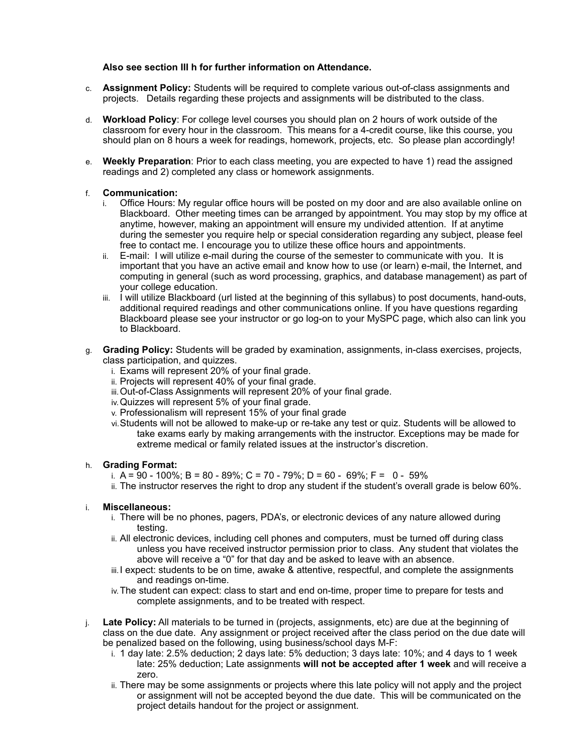**Also see section III h for further information on Attendance.**

c. **Assignment Policy:** Students will be required to complete various out-of-class assignments and projects. Details regarding these projects and assignments will be distributed to the class.

d. **Workload Policy**: For college level courses you should plan on 2 hours of work outside of the classroom for every hour in the classroom. This means for a 4-credit course, like this course, you should plan on 8 hours a week for readings, homework, projects, etc. So please plan accordingly!

e. **Weekly Preparation**: Prior to each class meeting, you are expected to have 1) read the assigned readings and 2) completed any class or homework assignments.

f. **Communication:**
   i. Office Hours: My regular office hours will be posted on my door and are also available online on Blackboard. Other meeting times can be arranged by appointment. You may stop by my office at anytime, however, making an appointment will ensure my undivided attention. If at anytime during the semester you require help or special consideration regarding any subject, please feel free to contact me. I encourage you to utilize these office hours and appointments.
   ii. E-mail: I will utilize e-mail during the course of the semester to communicate with you. It is important that you have an active email and know how to use (or learn) e-mail, the Internet, and computing in general (such as word processing, graphics, and database management) as part of your college education.
   iii. I will utilize Blackboard (url listed at the beginning of this syllabus) to post documents, hand-outs, additional required readings and other communications online. If you have questions regarding Blackboard please see your instructor or go log-on to your MySPC page, which also can link you to Blackboard.

g. **Grading Policy:** Students will be graded by examination, assignments, in-class exercises, projects, class participation, and quizzes.
   i. Exams will represent 20% of your final grade.
   ii. Projects will represent 40% of your final grade.
   iii. Out-of-Class Assignments will represent 20% of your final grade.
   iv. Quizzes will represent 5% of your final grade.
   v. Professionalism will represent 15% of your final grade
   vi. Students will not be allowed to make-up or re-take any test or quiz. Students will be allowed to take exams early by making arrangements with the instructor. Exceptions may be made for extreme medical or family related issues at the instructor's discretion.

h. **Grading Format:**
   i. A = 90 - 100%; B = 80 - 89%; C = 70 - 79%; D = 60 - 69%; F = 0 - 59%
   ii. The instructor reserves the right to drop any student if the student's overall grade is below 60%.

i. **Miscellaneous:**
   i. There will be no phones, pagers, PDA's, or electronic devices of any nature allowed during testing.
   ii. All electronic devices, including cell phones and computers, must be turned off during class unless you have received instructor permission prior to class. Any student that violates the above will receive a "0" for that day and be asked to leave with an absence.
   iii. I expect: students to be on time, awake & attentive, respectful, and complete the assignments and readings on-time.
   iv. The student can expect: class to start and end on-time, proper time to prepare for tests and complete assignments, and to be treated with respect.

j. **Late Policy:** All materials to be turned in (projects, assignments, etc) are due at the beginning of class on the due date. Any assignment or project received after the class period on the due date will be penalized based on the following, using business/school days M-F:
   i. 1 day late: 2.5% deduction; 2 days late: 5% deduction; 3 days late: 10%; and 4 days to 1 week late: 25% deduction; Late assignments **will not be accepted after 1 week** and will receive a zero.
   ii. There may be some assignments or projects where this late policy will not apply and the project or assignment will not be accepted beyond the due date. This will be communicated on the project details handout for the project or assignment.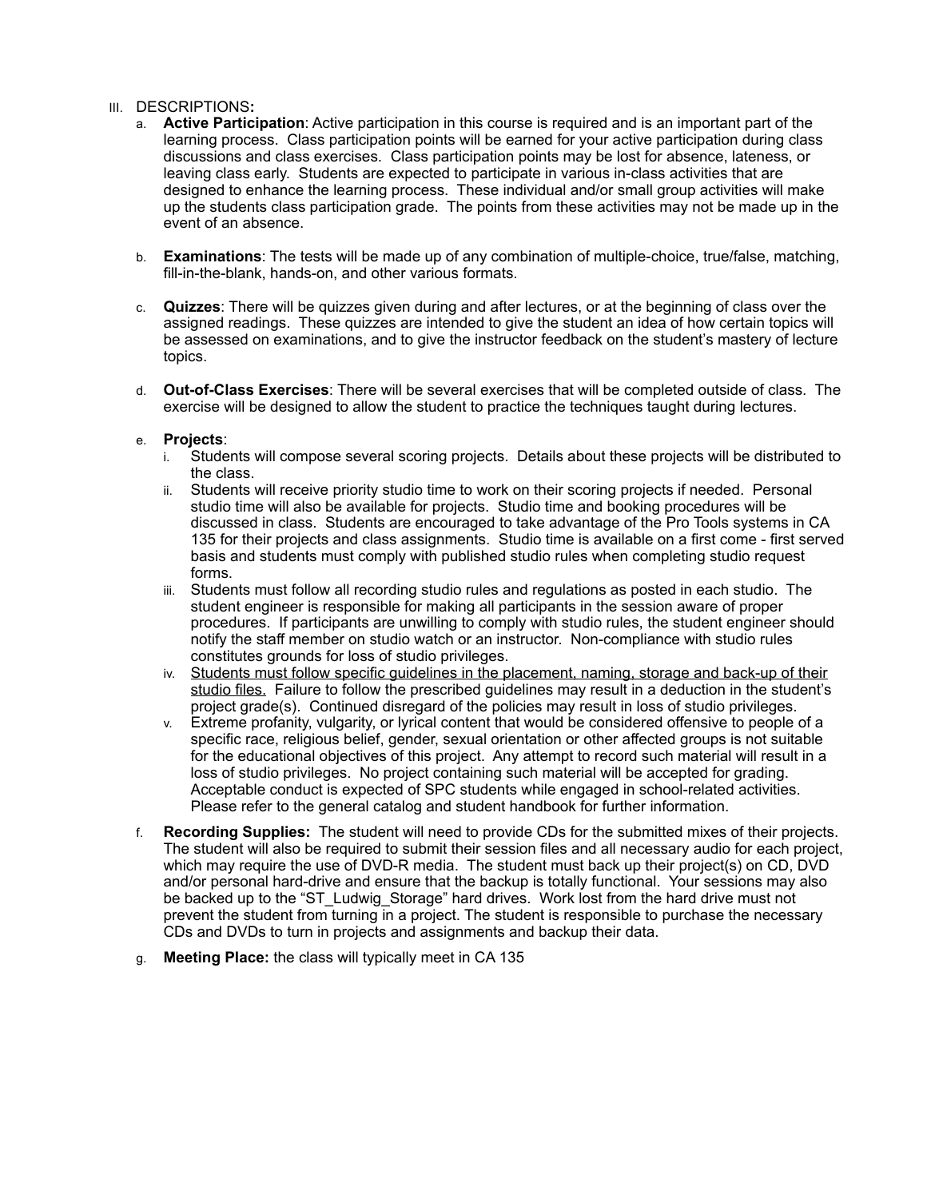III. DESCRIPTIONS**:**

a. **Active Participation**: Active participation in this course is required and is an important part of the learning process. Class participation points will be earned for your active participation during class discussions and class exercises. Class participation points may be lost for absence, lateness, or leaving class early. Students are expected to participate in various in-class activities that are designed to enhance the learning process. These individual and/or small group activities will make up the students class participation grade. The points from these activities may not be made up in the event of an absence.

b. **Examinations**: The tests will be made up of any combination of multiple-choice, true/false, matching, fill-in-the-blank, hands-on, and other various formats.

c. **Quizzes**: There will be quizzes given during and after lectures, or at the beginning of class over the assigned readings. These quizzes are intended to give the student an idea of how certain topics will be assessed on examinations, and to give the instructor feedback on the student's mastery of lecture topics.

d. **Out-of-Class Exercises**: There will be several exercises that will be completed outside of class. The exercise will be designed to allow the student to practice the techniques taught during lectures.

e. **Projects**:

   i. Students will compose several scoring projects. Details about these projects will be distributed to the class.

   ii. Students will receive priority studio time to work on their scoring projects if needed. Personal studio time will also be available for projects. Studio time and booking procedures will be discussed in class. Students are encouraged to take advantage of the Pro Tools systems in CA 135 for their projects and class assignments. Studio time is available on a first come - first served basis and students must comply with published studio rules when completing studio request forms.

   iii. Students must follow all recording studio rules and regulations as posted in each studio. The student engineer is responsible for making all participants in the session aware of proper procedures. If participants are unwilling to comply with studio rules, the student engineer should notify the staff member on studio watch or an instructor. Non-compliance with studio rules constitutes grounds for loss of studio privileges.

   iv. <u>Students must follow specific guidelines in the placement, naming, storage and back-up of their studio files.</u> Failure to follow the prescribed guidelines may result in a deduction in the student's project grade(s). Continued disregard of the policies may result in loss of studio privileges.

   v. Extreme profanity, vulgarity, or lyrical content that would be considered offensive to people of a specific race, religious belief, gender, sexual orientation or other affected groups is not suitable for the educational objectives of this project. Any attempt to record such material will result in a loss of studio privileges. No project containing such material will be accepted for grading. Acceptable conduct is expected of SPC students while engaged in school-related activities. Please refer to the general catalog and student handbook for further information.

f. **Recording Supplies:** The student will need to provide CDs for the submitted mixes of their projects. The student will also be required to submit their session files and all necessary audio for each project, which may require the use of DVD-R media. The student must back up their project(s) on CD, DVD and/or personal hard-drive and ensure that the backup is totally functional. Your sessions may also be backed up to the "ST_Ludwig_Storage" hard drives. Work lost from the hard drive must not prevent the student from turning in a project. The student is responsible to purchase the necessary CDs and DVDs to turn in projects and assignments and backup their data.

g. **Meeting Place:** the class will typically meet in CA 135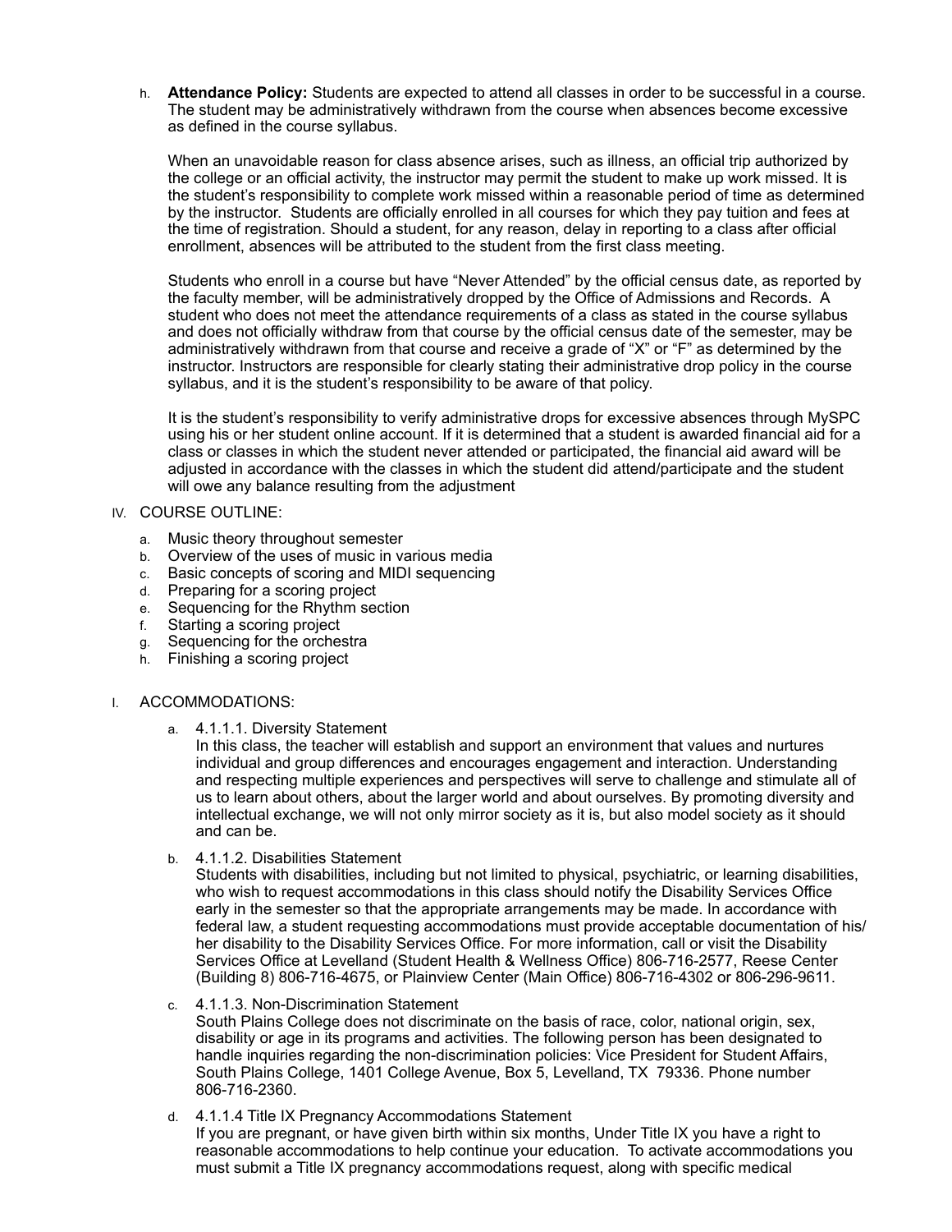h. **Attendance Policy:** Students are expected to attend all classes in order to be successful in a course. The student may be administratively withdrawn from the course when absences become excessive as defined in the course syllabus.

   When an unavoidable reason for class absence arises, such as illness, an official trip authorized by the college or an official activity, the instructor may permit the student to make up work missed. It is the student's responsibility to complete work missed within a reasonable period of time as determined by the instructor. Students are officially enrolled in all courses for which they pay tuition and fees at the time of registration. Should a student, for any reason, delay in reporting to a class after official enrollment, absences will be attributed to the student from the first class meeting.

   Students who enroll in a course but have "Never Attended" by the official census date, as reported by the faculty member, will be administratively dropped by the Office of Admissions and Records. A student who does not meet the attendance requirements of a class as stated in the course syllabus and does not officially withdraw from that course by the official census date of the semester, may be administratively withdrawn from that course and receive a grade of "X" or "F" as determined by the instructor. Instructors are responsible for clearly stating their administrative drop policy in the course syllabus, and it is the student's responsibility to be aware of that policy.

   It is the student's responsibility to verify administrative drops for excessive absences through MySPC using his or her student online account. If it is determined that a student is awarded financial aid for a class or classes in which the student never attended or participated, the financial aid award will be adjusted in accordance with the classes in which the student did attend/participate and the student will owe any balance resulting from the adjustment

IV. COURSE OUTLINE:

   a. Music theory throughout semester
   b. Overview of the uses of music in various media
   c. Basic concepts of scoring and MIDI sequencing
   d. Preparing for a scoring project
   e. Sequencing for the Rhythm section
   f. Starting a scoring project
   g. Sequencing for the orchestra
   h. Finishing a scoring project

I. ACCOMMODATIONS:

   a. 4.1.1.1. Diversity Statement
      In this class, the teacher will establish and support an environment that values and nurtures individual and group differences and encourages engagement and interaction. Understanding and respecting multiple experiences and perspectives will serve to challenge and stimulate all of us to learn about others, about the larger world and about ourselves. By promoting diversity and intellectual exchange, we will not only mirror society as it is, but also model society as it should and can be.

   b. 4.1.1.2. Disabilities Statement
      Students with disabilities, including but not limited to physical, psychiatric, or learning disabilities, who wish to request accommodations in this class should notify the Disability Services Office early in the semester so that the appropriate arrangements may be made. In accordance with federal law, a student requesting accommodations must provide acceptable documentation of his/her disability to the Disability Services Office. For more information, call or visit the Disability Services Office at Levelland (Student Health & Wellness Office) 806-716-2577, Reese Center (Building 8) 806-716-4675, or Plainview Center (Main Office) 806-716-4302 or 806-296-9611.

   c. 4.1.1.3. Non-Discrimination Statement
      South Plains College does not discriminate on the basis of race, color, national origin, sex, disability or age in its programs and activities. The following person has been designated to handle inquiries regarding the non-discrimination policies: Vice President for Student Affairs, South Plains College, 1401 College Avenue, Box 5, Levelland, TX 79336. Phone number 806-716-2360.

   d. 4.1.1.4 Title IX Pregnancy Accommodations Statement
      If you are pregnant, or have given birth within six months, Under Title IX you have a right to reasonable accommodations to help continue your education. To activate accommodations you must submit a Title IX pregnancy accommodations request, along with specific medical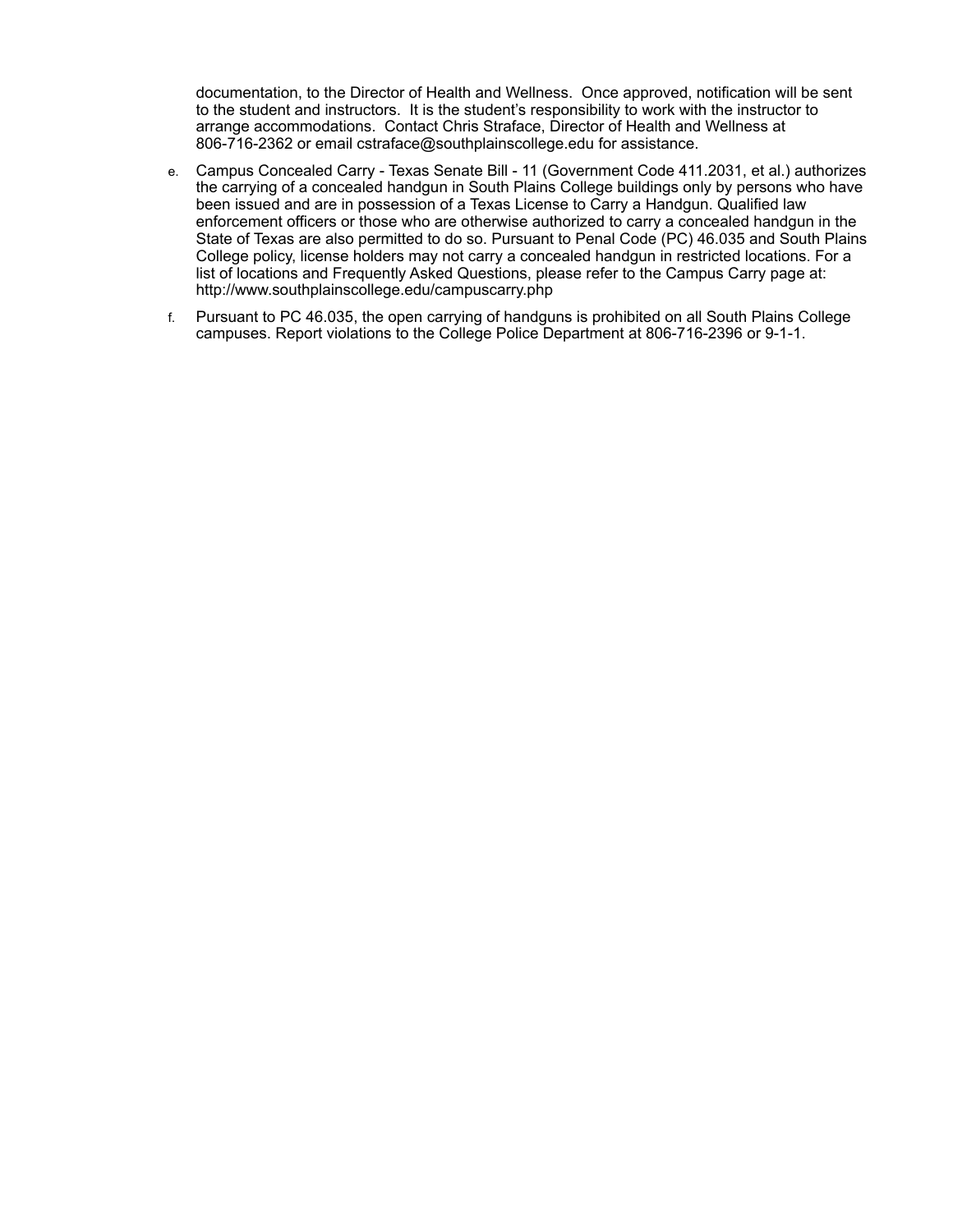documentation, to the Director of Health and Wellness. Once approved, notification will be sent to the student and instructors. It is the student's responsibility to work with the instructor to arrange accommodations. Contact Chris Straface, Director of Health and Wellness at 806-716-2362 or email cstraface@southplainscollege.edu for assistance.

e. Campus Concealed Carry - Texas Senate Bill - 11 (Government Code 411.2031, et al.) authorizes the carrying of a concealed handgun in South Plains College buildings only by persons who have been issued and are in possession of a Texas License to Carry a Handgun. Qualified law enforcement officers or those who are otherwise authorized to carry a concealed handgun in the State of Texas are also permitted to do so. Pursuant to Penal Code (PC) 46.035 and South Plains College policy, license holders may not carry a concealed handgun in restricted locations. For a list of locations and Frequently Asked Questions, please refer to the Campus Carry page at: http://www.southplainscollege.edu/campuscarry.php

f. Pursuant to PC 46.035, the open carrying of handguns is prohibited on all South Plains College campuses. Report violations to the College Police Department at 806-716-2396 or 9-1-1.